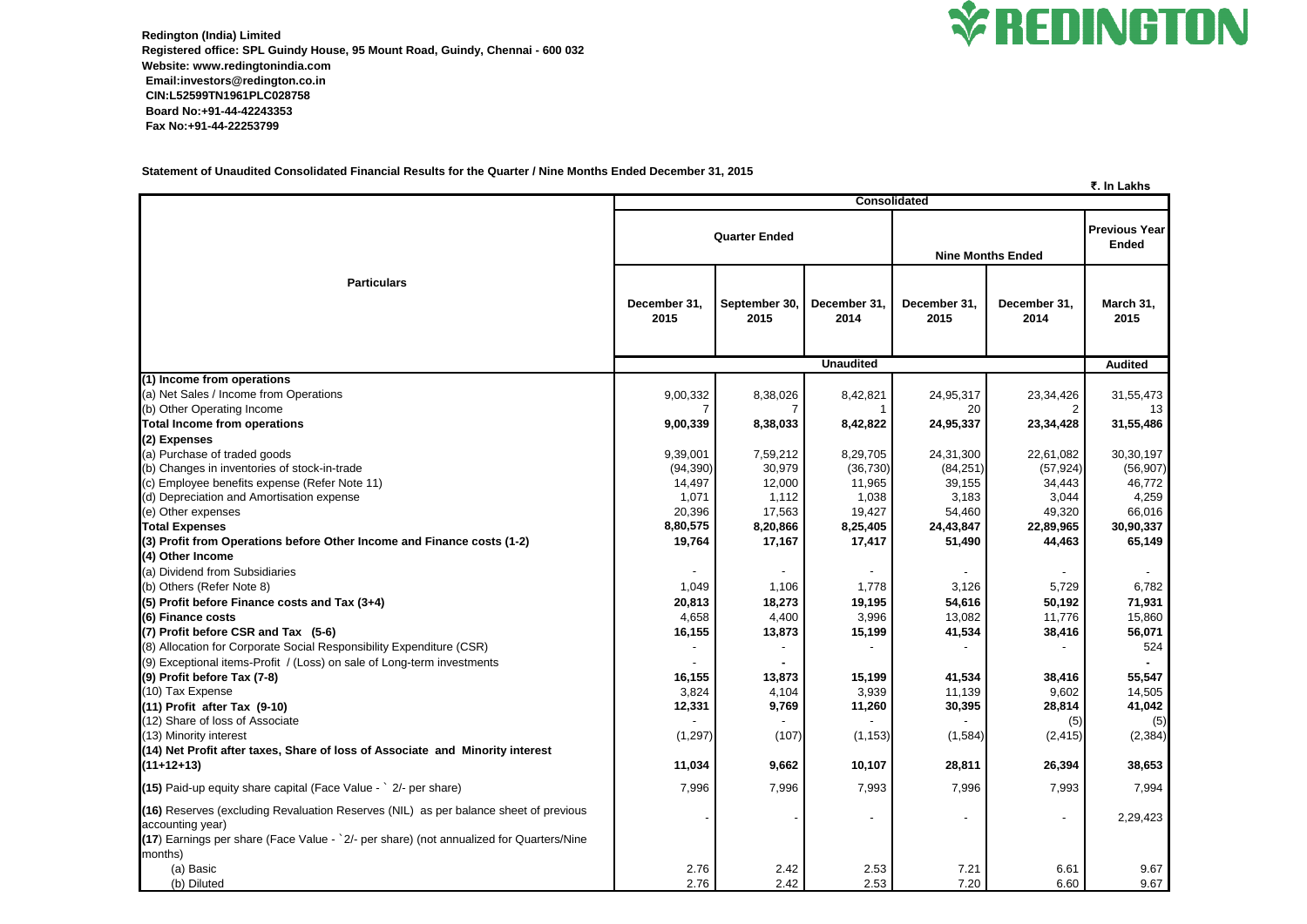**Redington (India) Limited**
**Registered office: SPL Guindy House, 95 Mount Road, Guindy, Chennai - 600 032**
**Website: www.redingtonindia.com**
**Email:investors@redington.co.in**
**CIN:L52599TN1961PLC028758**
**Board No:+91-44-42243353**
**Fax No:+91-44-22253799**

**REDINGTON**

**Statement of Unaudited Consolidated Financial Results for the Quarter / Nine Months Ended December 31, 2015**

₹. In Lakhs

| Particulars | Consolidated | | | | | |
|---|---|---|---|---|---|---|
| | Quarter Ended | | | Nine Months Ended | | Previous Year Ended |
| | December 31, 2015 | September 30, 2015 | December 31, 2014 | December 31, 2015 | December 31, 2014 | March 31, 2015 |
| | Unaudited | | | | | Audited |
| **(1) Income from operations** | | | | | | |
| (a) Net Sales / Income from Operations | 9,00,332 | 8,38,026 | 8,42,821 | 24,95,317 | 23,34,426 | 31,55,473 |
| (b) Other Operating Income | 7 | 7 | 1 | 20 | 2 | 13 |
| **Total Income from operations** | **9,00,339** | **8,38,033** | **8,42,822** | **24,95,337** | **23,34,428** | **31,55,486** |
| **(2) Expenses** | | | | | | |
| (a) Purchase of traded goods | 9,39,001 | 7,59,212 | 8,29,705 | 24,31,300 | 22,61,082 | 30,30,197 |
| (b) Changes in inventories of stock-in-trade | (94,390) | 30,979 | (36,730) | (84,251) | (57,924) | (56,907) |
| (c) Employee benefits expense (Refer Note 11) | 14,497 | 12,000 | 11,965 | 39,155 | 34,443 | 46,772 |
| (d) Depreciation and Amortisation expense | 1,071 | 1,112 | 1,038 | 3,183 | 3,044 | 4,259 |
| (e) Other expenses | 20,396 | 17,563 | 19,427 | 54,460 | 49,320 | 66,016 |
| **Total Expenses** | **8,80,575** | **8,20,866** | **8,25,405** | **24,43,847** | **22,89,965** | **30,90,337** |
| **(3) Profit from Operations before Other Income and Finance costs (1-2)** | **19,764** | **17,167** | **17,417** | **51,490** | **44,463** | **65,149** |
| **(4) Other Income** | | | | | | |
| (a) Dividend from Subsidiaries | - | - | - | - | - | - |
| (b) Others (Refer Note 8) | 1,049 | 1,106 | 1,778 | 3,126 | 5,729 | 6,782 |
| **(5) Profit before Finance costs and Tax (3+4)** | **20,813** | **18,273** | **19,195** | **54,616** | **50,192** | **71,931** |
| **(6) Finance costs** | 4,658 | 4,400 | 3,996 | 13,082 | 11,776 | 15,860 |
| **(7) Profit before CSR and Tax (5-6)** | **16,155** | **13,873** | **15,199** | **41,534** | **38,416** | **56,071** |
| (8) Allocation for Corporate Social Responsibility Expenditure (CSR) | - | - | - | - | - | 524 |
| (9) Exceptional items-Profit / (Loss) on sale of Long-term investments | - | - | | | | - |
| **(9) Profit before Tax (7-8)** | **16,155** | **13,873** | **15,199** | **41,534** | **38,416** | **55,547** |
| (10) Tax Expense | 3,824 | 4,104 | 3,939 | 11,139 | 9,602 | 14,505 |
| **(11) Profit after Tax (9-10)** | **12,331** | **9,769** | **11,260** | **30,395** | **28,814** | **41,042** |
| (12) Share of loss of Associate | - | - | - | - | (5) | (5) |
| (13) Minority interest | (1,297) | (107) | (1,153) | (1,584) | (2,415) | (2,384) |
| **(14) Net Profit after taxes, Share of loss of Associate and Minority interest (11+12+13)** | **11,034** | **9,662** | **10,107** | **28,811** | **26,394** | **38,653** |
| **(15)** Paid-up equity share capital (Face Value - ` 2/- per share) | 7,996 | 7,996 | 7,993 | 7,996 | 7,993 | 7,994 |
| **(16)** Reserves (excluding Revaluation Reserves (NIL) as per balance sheet of previous accounting year) | - | - | - | - | - | 2,29,423 |
| **(17)** Earnings per share (Face Value - `2/- per share) (not annualized for Quarters/Nine months) | | | | | | |
| (a) Basic | 2.76 | 2.42 | 2.53 | 7.21 | 6.61 | 9.67 |
| (b) Diluted | 2.76 | 2.42 | 2.53 | 7.20 | 6.60 | 9.67 |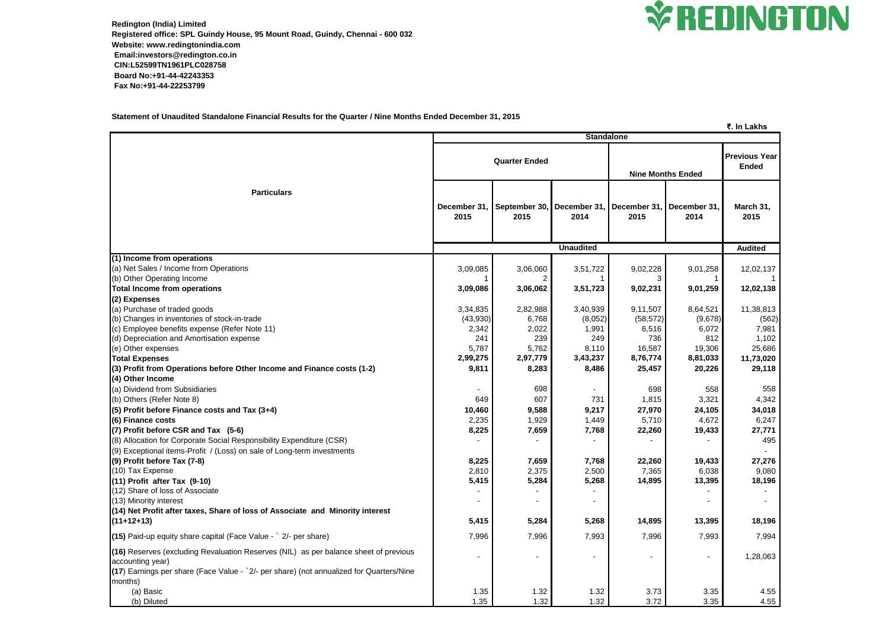**Redington (India) Limited**
**Registered office: SPL Guindy House, 95 Mount Road, Guindy, Chennai - 600 032**
**Website: www.redingtonindia.com**
**Email:investors@redington.co.in**
**CIN:L52599TN1961PLC028758**
**Board No:+91-44-42243353**
**Fax No:+91-44-22253799**

**REDINGTON**

**Statement of Unaudited Standalone Financial Results for the Quarter / Nine Months Ended December 31, 2015**

₹. In Lakhs

| Particulars | Standalone | | | | | |
|---|---|---|---|---|---|---|
| | Quarter Ended | | | Nine Months Ended | | Previous Year Ended |
| | December 31, 2015 | September 30, 2015 | December 31, 2014 | December 31, 2015 | December 31, 2014 | March 31, 2015 |
| | Unaudited | | | | | Audited |
| **(1) Income from operations** | | | | | | |
| (a) Net Sales / Income from Operations | 3,09,085 | 3,06,060 | 3,51,722 | 9,02,228 | 9,01,258 | 12,02,137 |
| (b) Other Operating Income | 1 | 2 | 1 | 3 | 1 | 1 |
| **Total Income from operations** | **3,09,086** | **3,06,062** | **3,51,723** | **9,02,231** | **9,01,259** | **12,02,138** |
| **(2) Expenses** | | | | | | |
| (a) Purchase of traded goods | 3,34,835 | 2,82,988 | 3,40,939 | 9,11,507 | 8,64,521 | 11,38,813 |
| (b) Changes in inventories of stock-in-trade | (43,930) | 6,768 | (8,052) | (58,572) | (9,678) | (562) |
| (c) Employee benefits expense (Refer Note 11) | 2,342 | 2,022 | 1,991 | 6,516 | 6,072 | 7,981 |
| (d) Depreciation and Amortisation expense | 241 | 239 | 249 | 736 | 812 | 1,102 |
| (e) Other expenses | 5,787 | 5,762 | 8,110 | 16,587 | 19,306 | 25,686 |
| **Total Expenses** | **2,99,275** | **2,97,779** | **3,43,237** | **8,76,774** | **8,81,033** | **11,73,020** |
| **(3) Profit from Operations before Other Income and Finance costs (1-2)** | **9,811** | **8,283** | **8,486** | **25,457** | **20,226** | **29,118** |
| **(4) Other Income** | | | | | | |
| (a) Dividend from Subsidiaries | - | 698 | - | 698 | 558 | 558 |
| (b) Others (Refer Note 8) | 649 | 607 | 731 | 1,815 | 3,321 | 4,342 |
| **(5) Profit before Finance costs and Tax (3+4)** | **10,460** | **9,588** | **9,217** | **27,970** | **24,105** | **34,018** |
| **(6) Finance costs** | **2,235** | **1,929** | **1,449** | **5,710** | **4,672** | **6,247** |
| **(7) Profit before CSR and Tax (5-6)** | **8,225** | **7,659** | **7,768** | **22,260** | **19,433** | **27,771** |
| (8) Allocation for Corporate Social Responsibility Expenditure (CSR) | - | - | - | - | - | 495 |
| (9) Exceptional items-Profit / (Loss) on sale of Long-term investments | | | | | | - |
| **(9) Profit before Tax (7-8)** | **8,225** | **7,659** | **7,768** | **22,260** | **19,433** | **27,276** |
| (10) Tax Expense | 2,810 | 2,375 | 2,500 | 7,365 | 6,038 | 9,080 |
| **(11) Profit after Tax (9-10)** | **5,415** | **5,284** | **5,268** | **14,895** | **13,395** | **18,196** |
| (12) Share of loss of Associate | - | - | - | | - | - |
| (13) Minority interest | - | - | - | | - | - |
| **(14) Net Profit after taxes, Share of loss of Associate and Minority interest (11+12+13)** | **5,415** | **5,284** | **5,268** | **14,895** | **13,395** | **18,196** |
| **(15)** Paid-up equity share capital (Face Value - ` 2/- per share) | 7,996 | 7,996 | 7,993 | 7,996 | 7,993 | 7,994 |
| **(16)** Reserves (excluding Revaluation Reserves (NIL) as per balance sheet of previous accounting year) | - | - | - | - | - | 1,28,063 |
| **(17)** Earnings per share (Face Value - `2/- per share) (not annualized for Quarters/Nine months) | | | | | | |
| (a) Basic | 1.35 | 1.32 | 1.32 | 3.73 | 3.35 | 4.55 |
| (b) Diluted | 1.35 | 1.32 | 1.32 | 3.72 | 3.35 | 4.55 |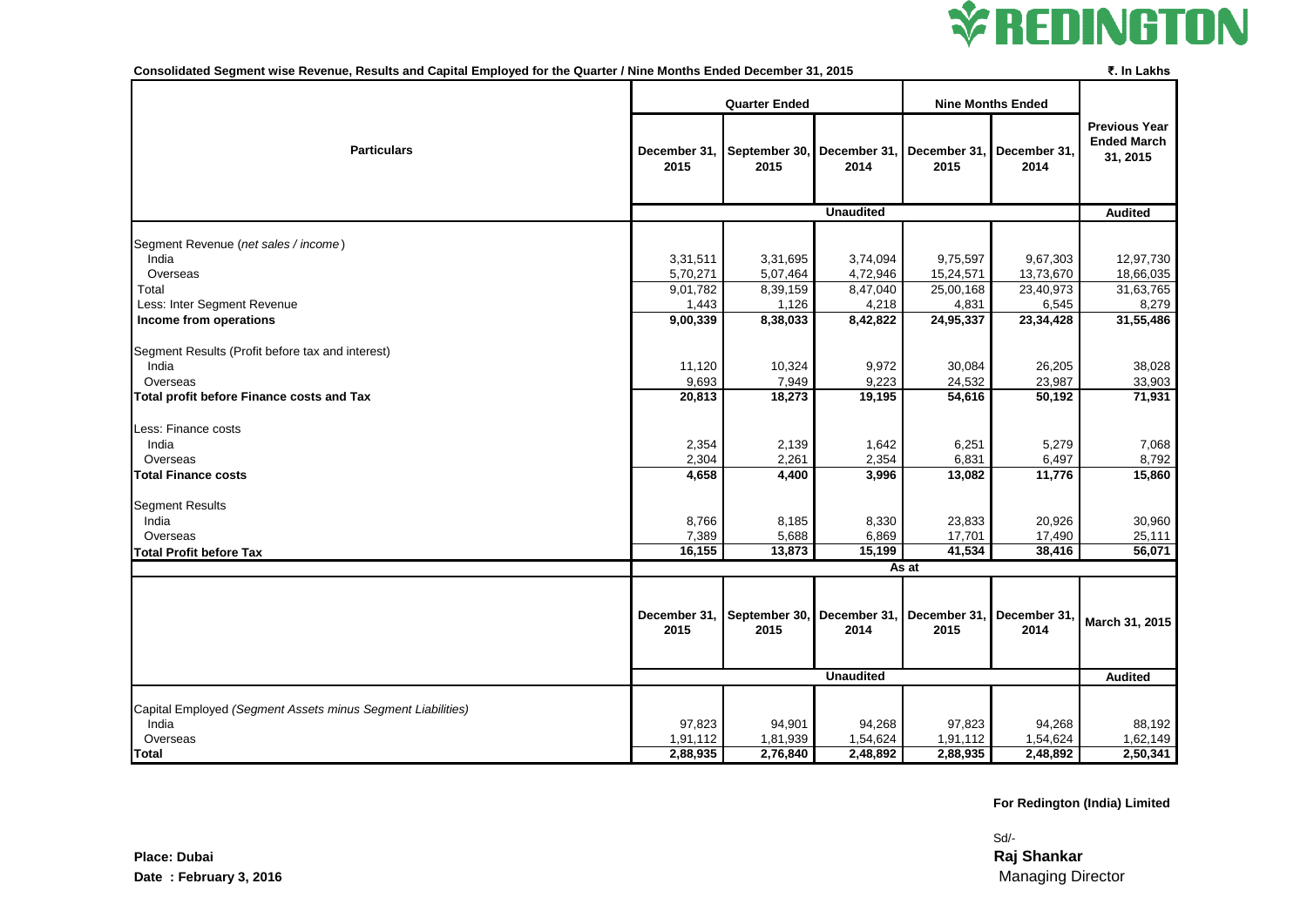REDINGTON

**Consolidated Segment wise Revenue, Results and Capital Employed for the Quarter / Nine Months Ended December 31, 2015**

₹. In Lakhs

| Particulars | Quarter Ended | | | Nine Months Ended | | Previous Year Ended March 31, 2015 |
|---|---|---|---|---|---|---|
| | December 31, 2015 | September 30, 2015 | December 31, 2014 | December 31, 2015 | December 31, 2014 | |
| | Unaudited | | | | | Audited |
| Segment Revenue (*net sales / income*) | | | | | | |
| India | 3,31,511 | 3,31,695 | 3,74,094 | 9,75,597 | 9,67,303 | 12,97,730 |
| Overseas | 5,70,271 | 5,07,464 | 4,72,946 | 15,24,571 | 13,73,670 | 18,66,035 |
| Total | 9,01,782 | 8,39,159 | 8,47,040 | 25,00,168 | 23,40,973 | 31,63,765 |
| Less: Inter Segment Revenue | 1,443 | 1,126 | 4,218 | 4,831 | 6,545 | 8,279 |
| **Income from operations** | **9,00,339** | **8,38,033** | **8,42,822** | **24,95,337** | **23,34,428** | **31,55,486** |
| Segment Results (Profit before tax and interest) | | | | | | |
| India | 11,120 | 10,324 | 9,972 | 30,084 | 26,205 | 38,028 |
| Overseas | 9,693 | 7,949 | 9,223 | 24,532 | 23,987 | 33,903 |
| **Total profit before Finance costs and Tax** | **20,813** | **18,273** | **19,195** | **54,616** | **50,192** | **71,931** |
| Less: Finance costs | | | | | | |
| India | 2,354 | 2,139 | 1,642 | 6,251 | 5,279 | 7,068 |
| Overseas | 2,304 | 2,261 | 2,354 | 6,831 | 6,497 | 8,792 |
| **Total Finance costs** | **4,658** | **4,400** | **3,996** | **13,082** | **11,776** | **15,860** |
| Segment Results | | | | | | |
| India | 8,766 | 8,185 | 8,330 | 23,833 | 20,926 | 30,960 |
| Overseas | 7,389 | 5,688 | 6,869 | 17,701 | 17,490 | 25,111 |
| **Total Profit before Tax** | **16,155** | **13,873** | **15,199** | **41,534** | **38,416** | **56,071** |

| | As at | | | | | |
|---|---|---|---|---|---|---|
| | December 31, 2015 | September 30, 2015 | December 31, 2014 | December 31, 2015 | December 31, 2014 | March 31, 2015 |
| | Unaudited | | | | | Audited |
| Capital Employed *(Segment Assets minus Segment Liabilities)* | | | | | | |
| India | 97,823 | 94,901 | 94,268 | 97,823 | 94,268 | 88,192 |
| Overseas | 1,91,112 | 1,81,939 | 1,54,624 | 1,91,112 | 1,54,624 | 1,62,149 |
| **Total** | **2,88,935** | **2,76,840** | **2,48,892** | **2,88,935** | **2,48,892** | **2,50,341** |

**For Redington (India) Limited**

Sd/-
**Raj Shankar**
Managing Director

**Place: Dubai**
**Date : February 3, 2016**